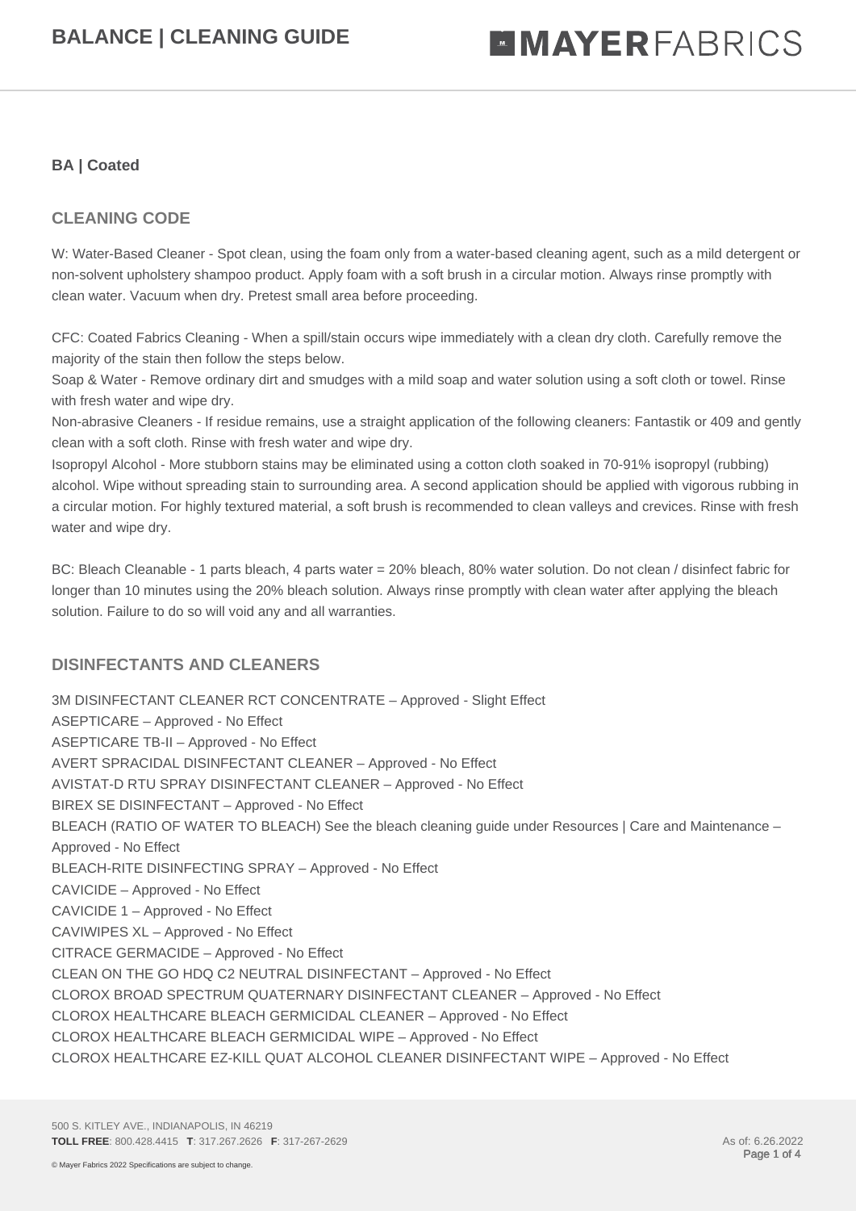# BALANCE | CLEANING GUIDE

**BA | Coated**

## CLEANING CODE

W: Water-Based Cleaner - Spot clean, using the foam only from a water-based cleaning agent, such as a mild detergent or non-solvent upholstery shampoo product. Apply foam with a soft brush in a circular motion. Always rinse promptly with clean water. Vacuum when dry. Pretest small area before proceeding.

CFC: Coated Fabrics Cleaning - When a spill/stain occurs wipe immediately with a clean dry cloth. Carefully remove the majority of the stain then follow the steps below.
Soap & Water - Remove ordinary dirt and smudges with a mild soap and water solution using a soft cloth or towel. Rinse with fresh water and wipe dry.
Non-abrasive Cleaners - If residue remains, use a straight application of the following cleaners: Fantastik or 409 and gently clean with a soft cloth. Rinse with fresh water and wipe dry.
Isopropyl Alcohol - More stubborn stains may be eliminated using a cotton cloth soaked in 70-91% isopropyl (rubbing) alcohol. Wipe without spreading stain to surrounding area. A second application should be applied with vigorous rubbing in a circular motion. For highly textured material, a soft brush is recommended to clean valleys and crevices. Rinse with fresh water and wipe dry.

BC: Bleach Cleanable - 1 parts bleach, 4 parts water = 20% bleach, 80% water solution. Do not clean / disinfect fabric for longer than 10 minutes using the 20% bleach solution. Always rinse promptly with clean water after applying the bleach solution. Failure to do so will void any and all warranties.

## DISINFECTANTS AND CLEANERS

3M DISINFECTANT CLEANER RCT CONCENTRATE – Approved - Slight Effect
ASEPTICARE – Approved - No Effect
ASEPTICARE TB-II – Approved - No Effect
AVERT SPRACIDAL DISINFECTANT CLEANER – Approved - No Effect
AVISTAT-D RTU SPRAY DISINFECTANT CLEANER – Approved - No Effect
BIREX SE DISINFECTANT – Approved - No Effect
BLEACH (RATIO OF WATER TO BLEACH) See the bleach cleaning guide under Resources | Care and Maintenance – Approved - No Effect
BLEACH-RITE DISINFECTING SPRAY – Approved - No Effect
CAVICIDE – Approved - No Effect
CAVICIDE 1 – Approved - No Effect
CAVIWIPES XL – Approved - No Effect
CITRACE GERMACIDE – Approved - No Effect
CLEAN ON THE GO HDQ C2 NEUTRAL DISINFECTANT – Approved - No Effect
CLOROX BROAD SPECTRUM QUATERNARY DISINFECTANT CLEANER – Approved - No Effect
CLOROX HEALTHCARE BLEACH GERMICIDAL CLEANER – Approved - No Effect
CLOROX HEALTHCARE BLEACH GERMICIDAL WIPE – Approved - No Effect
CLOROX HEALTHCARE EZ-KILL QUAT ALCOHOL CLEANER DISINFECTANT WIPE – Approved - No Effect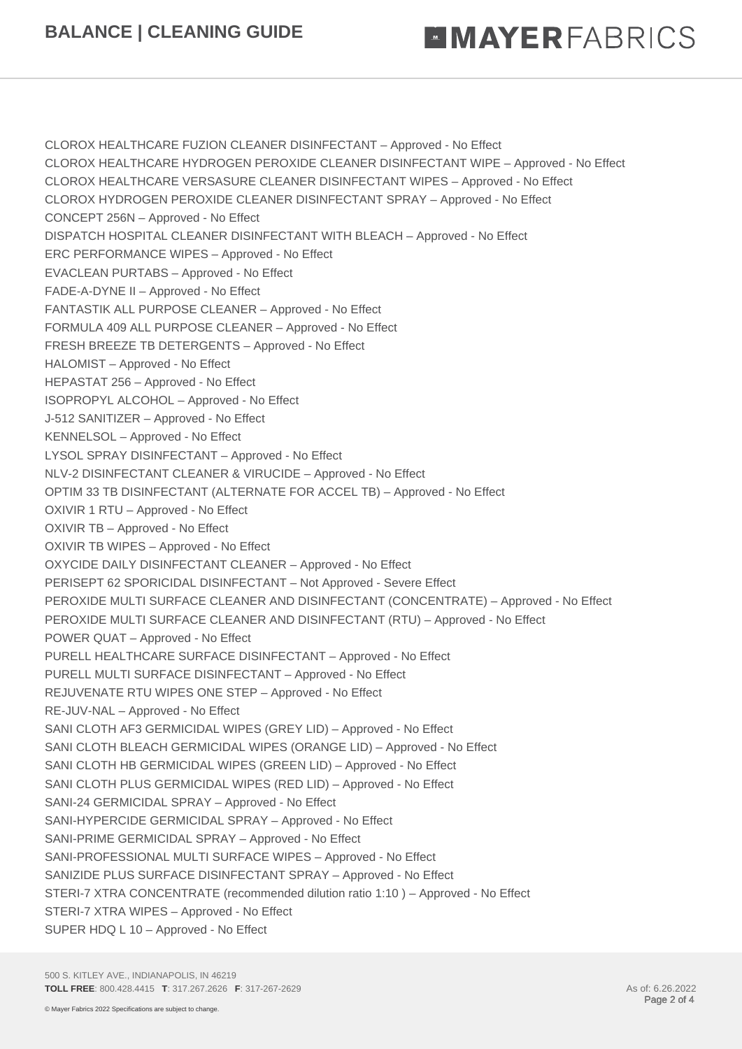CLOROX HEALTHCARE FUZION CLEANER DISINFECTANT – Approved - No Effect
CLOROX HEALTHCARE HYDROGEN PEROXIDE CLEANER DISINFECTANT WIPE – Approved - No Effect
CLOROX HEALTHCARE VERSASURE CLEANER DISINFECTANT WIPES – Approved - No Effect
CLOROX HYDROGEN PEROXIDE CLEANER DISINFECTANT SPRAY – Approved - No Effect
CONCEPT 256N – Approved - No Effect
DISPATCH HOSPITAL CLEANER DISINFECTANT WITH BLEACH – Approved - No Effect
ERC PERFORMANCE WIPES – Approved - No Effect
EVACLEAN PURTABS – Approved - No Effect
FADE-A-DYNE II – Approved - No Effect
FANTASTIK ALL PURPOSE CLEANER – Approved - No Effect
FORMULA 409 ALL PURPOSE CLEANER – Approved - No Effect
FRESH BREEZE TB DETERGENTS – Approved - No Effect
HALOMIST – Approved - No Effect
HEPASTAT 256 – Approved - No Effect
ISOPROPYL ALCOHOL – Approved - No Effect
J-512 SANITIZER – Approved - No Effect
KENNELSOL – Approved - No Effect
LYSOL SPRAY DISINFECTANT – Approved - No Effect
NLV-2 DISINFECTANT CLEANER & VIRUCIDE – Approved - No Effect
OPTIM 33 TB DISINFECTANT (ALTERNATE FOR ACCEL TB) – Approved - No Effect
OXIVIR 1 RTU – Approved - No Effect
OXIVIR TB – Approved - No Effect
OXIVIR TB WIPES – Approved - No Effect
OXYCIDE DAILY DISINFECTANT CLEANER – Approved - No Effect
PERISEPT 62 SPORICIDAL DISINFECTANT – Not Approved - Severe Effect
PEROXIDE MULTI SURFACE CLEANER AND DISINFECTANT (CONCENTRATE) – Approved - No Effect
PEROXIDE MULTI SURFACE CLEANER AND DISINFECTANT (RTU) – Approved - No Effect
POWER QUAT – Approved - No Effect
PURELL HEALTHCARE SURFACE DISINFECTANT – Approved - No Effect
PURELL MULTI SURFACE DISINFECTANT – Approved - No Effect
REJUVENATE RTU WIPES ONE STEP – Approved - No Effect
RE-JUV-NAL – Approved - No Effect
SANI CLOTH AF3 GERMICIDAL WIPES (GREY LID) – Approved - No Effect
SANI CLOTH BLEACH GERMICIDAL WIPES (ORANGE LID) – Approved - No Effect
SANI CLOTH HB GERMICIDAL WIPES (GREEN LID) – Approved - No Effect
SANI CLOTH PLUS GERMICIDAL WIPES (RED LID) – Approved - No Effect
SANI-24 GERMICIDAL SPRAY – Approved - No Effect
SANI-HYPERCIDE GERMICIDAL SPRAY – Approved - No Effect
SANI-PRIME GERMICIDAL SPRAY – Approved - No Effect
SANI-PROFESSIONAL MULTI SURFACE WIPES – Approved - No Effect
SANIZIDE PLUS SURFACE DISINFECTANT SPRAY – Approved - No Effect
STERI-7 XTRA CONCENTRATE (recommended dilution ratio 1:10 ) – Approved - No Effect
STERI-7 XTRA WIPES – Approved - No Effect
SUPER HDQ L 10 – Approved - No Effect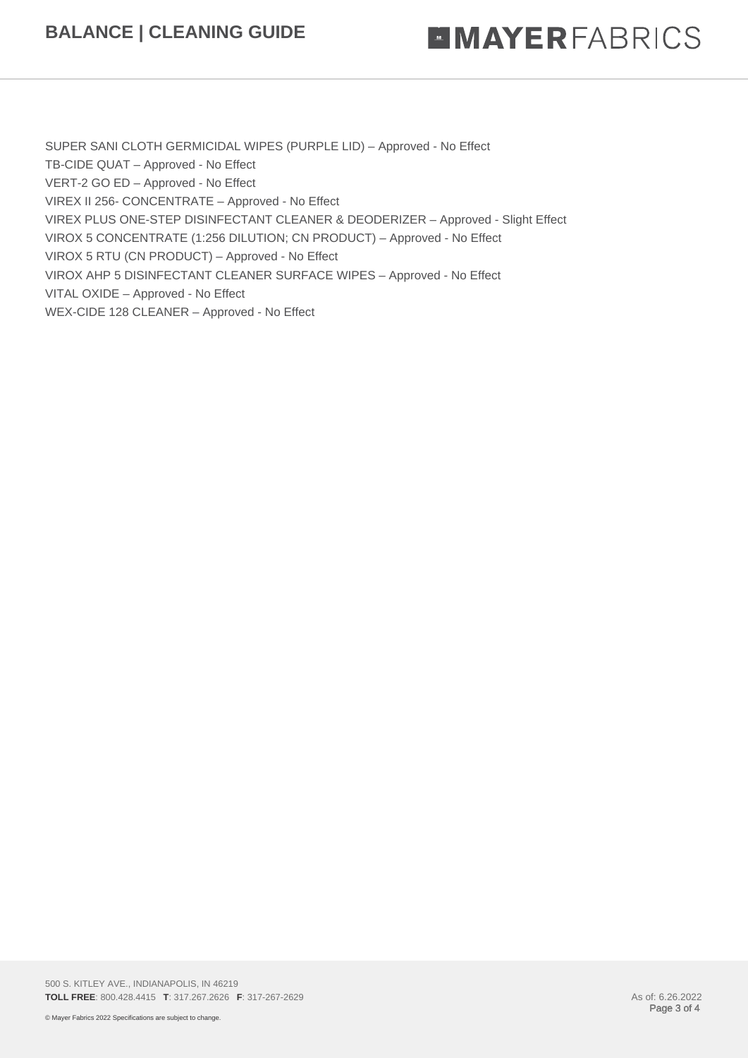SUPER SANI CLOTH GERMICIDAL WIPES (PURPLE LID) – Approved - No Effect

TB-CIDE QUAT – Approved - No Effect

VERT-2 GO ED – Approved - No Effect

VIREX II 256- CONCENTRATE – Approved - No Effect

VIREX PLUS ONE-STEP DISINFECTANT CLEANER & DEODERIZER – Approved - Slight Effect

VIROX 5 CONCENTRATE (1:256 DILUTION; CN PRODUCT) – Approved - No Effect

VIROX 5 RTU (CN PRODUCT) – Approved - No Effect

VIROX AHP 5 DISINFECTANT CLEANER SURFACE WIPES – Approved - No Effect

VITAL OXIDE – Approved - No Effect

WEX-CIDE 128 CLEANER – Approved - No Effect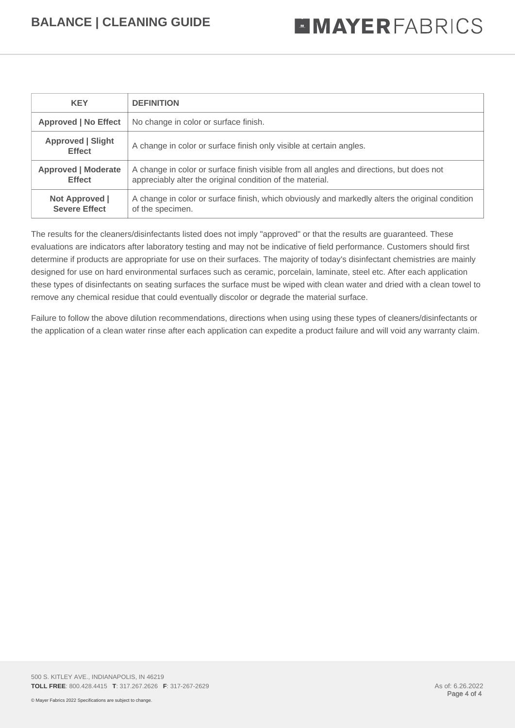| KEY | DEFINITION |
|---|---|
| **Approved \| No Effect** | No change in color or surface finish. |
| **Approved \| Slight Effect** | A change in color or surface finish only visible at certain angles. |
| **Approved \| Moderate Effect** | A change in color or surface finish visible from all angles and directions, but does not appreciably alter the original condition of the material. |
| **Not Approved \| Severe Effect** | A change in color or surface finish, which obviously and markedly alters the original condition of the specimen. |

The results for the cleaners/disinfectants listed does not imply "approved" or that the results are guaranteed. These evaluations are indicators after laboratory testing and may not be indicative of field performance. Customers should first determine if products are appropriate for use on their surfaces. The majority of today's disinfectant chemistries are mainly designed for use on hard environmental surfaces such as ceramic, porcelain, laminate, steel etc. After each application these types of disinfectants on seating surfaces the surface must be wiped with clean water and dried with a clean towel to remove any chemical residue that could eventually discolor or degrade the material surface.

Failure to follow the above dilution recommendations, directions when using using these types of cleaners/disinfectants or the application of a clean water rinse after each application can expedite a product failure and will void any warranty claim.